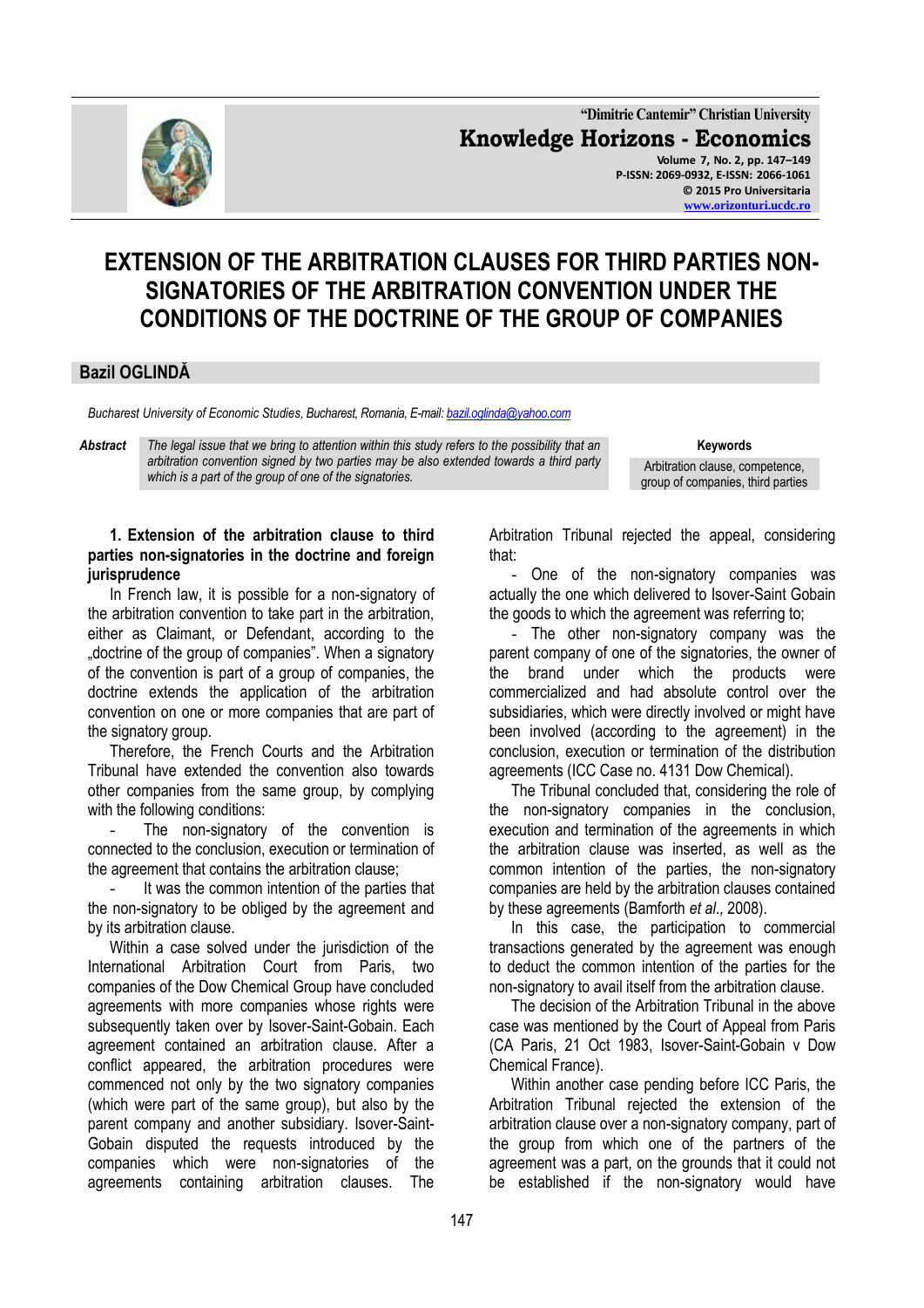# EXTENSION OF THE ARBITRATION CLAUSES FOR THIRD PARTIES NON-SIGNATORIES OF THE ARBITRATION CONVENTION UNDER THE CONDITIONS OF THE DOCTRINE OF THE GROUP OF COMPANIES

**Bazil OGLINDĂ**

*Bucharest University of Economic Studies, Bucharest, Romania, E-mail: bazil.oglinda@yahoo.com*

***Abstract*** *The legal issue that we bring to attention within this study refers to the possibility that an arbitration convention signed by two parties may be also extended towards a third party which is a part of the group of one of the signatories.*

**Keywords**
Arbitration clause, competence, group of companies, third parties

## 1. Extension of the arbitration clause to third parties non-signatories in the doctrine and foreign jurisprudence

In French law, it is possible for a non-signatory of the arbitration convention to take part in the arbitration, either as Claimant, or Defendant, according to the „doctrine of the group of companies". When a signatory of the convention is part of a group of companies, the doctrine extends the application of the arbitration convention on one or more companies that are part of the signatory group.

Therefore, the French Courts and the Arbitration Tribunal have extended the convention also towards other companies from the same group, by complying with the following conditions:

- The non-signatory of the convention is connected to the conclusion, execution or termination of the agreement that contains the arbitration clause;
- It was the common intention of the parties that the non-signatory to be obliged by the agreement and by its arbitration clause.

Within a case solved under the jurisdiction of the International Arbitration Court from Paris, two companies of the Dow Chemical Group have concluded agreements with more companies whose rights were subsequently taken over by Isover-Saint-Gobain. Each agreement contained an arbitration clause. After a conflict appeared, the arbitration procedures were commenced not only by the two signatory companies (which were part of the same group), but also by the parent company and another subsidiary. Isover-Saint-Gobain disputed the requests introduced by the companies which were non-signatories of the agreements containing arbitration clauses. The Arbitration Tribunal rejected the appeal, considering that:

- One of the non-signatory companies was actually the one which delivered to Isover-Saint Gobain the goods to which the agreement was referring to;
- The other non-signatory company was the parent company of one of the signatories, the owner of the brand under which the products were commercialized and had absolute control over the subsidiaries, which were directly involved or might have been involved (according to the agreement) in the conclusion, execution or termination of the distribution agreements (ICC Case no. 4131 Dow Chemical).

The Tribunal concluded that, considering the role of the non-signatory companies in the conclusion, execution and termination of the agreements in which the arbitration clause was inserted, as well as the common intention of the parties, the non-signatory companies are held by the arbitration clauses contained by these agreements (Bamforth *et al.,* 2008).

In this case, the participation to commercial transactions generated by the agreement was enough to deduct the common intention of the parties for the non-signatory to avail itself from the arbitration clause.

The decision of the Arbitration Tribunal in the above case was mentioned by the Court of Appeal from Paris (CA Paris, 21 Oct 1983, Isover-Saint-Gobain v Dow Chemical France).

Within another case pending before ICC Paris, the Arbitration Tribunal rejected the extension of the arbitration clause over a non-signatory company, part of the group from which one of the partners of the agreement was a part, on the grounds that it could not be established if the non-signatory would have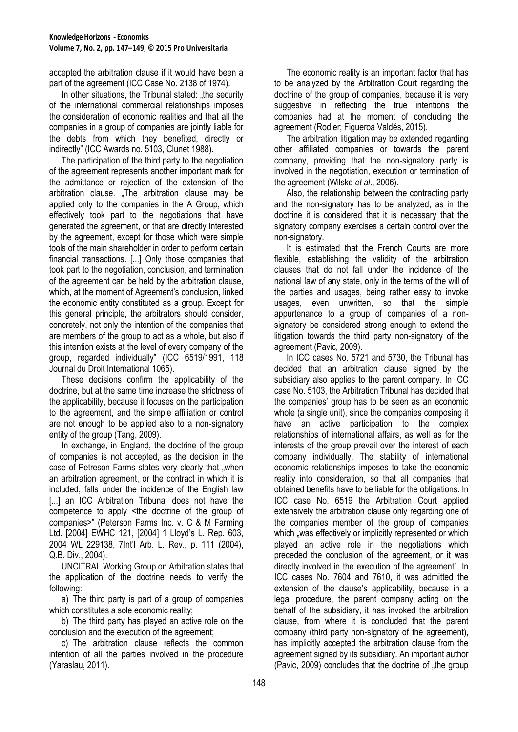accepted the arbitration clause if it would have been a part of the agreement (ICC Case No. 2138 of 1974).

In other situations, the Tribunal stated: „the security of the international commercial relationships imposes the consideration of economic realities and that all the companies in a group of companies are jointly liable for the debts from which they benefited, directly or indirectly" (ICC Awards no. 5103, Clunet 1988).

The participation of the third party to the negotiation of the agreement represents another important mark for the admittance or rejection of the extension of the arbitration clause. „The arbitration clause may be applied only to the companies in the A Group, which effectively took part to the negotiations that have generated the agreement, or that are directly interested by the agreement, except for those which were simple tools of the main shareholder in order to perform certain financial transactions. [...] Only those companies that took part to the negotiation, conclusion, and termination of the agreement can be held by the arbitration clause, which, at the moment of Agreement's conclusion, linked the economic entity constituted as a group. Except for this general principle, the arbitrators should consider, concretely, not only the intention of the companies that are members of the group to act as a whole, but also if this intention exists at the level of every company of the group, regarded individually" (ICC 6519/1991, 118 Journal du Droit International 1065).

These decisions confirm the applicability of the doctrine, but at the same time increase the strictness of the applicability, because it focuses on the participation to the agreement, and the simple affiliation or control are not enough to be applied also to a non-signatory entity of the group (Tang, 2009).

In exchange, in England, the doctrine of the group of companies is not accepted, as the decision in the case of Petreson Farms states very clearly that „when an arbitration agreement, or the contract in which it is included, falls under the incidence of the English law [...] an ICC Arbitration Tribunal does not have the competence to apply <the doctrine of the group of companies>" (Peterson Farms Inc. v. C & M Farming Ltd. [2004] EWHC 121, [2004] 1 Lloyd's L. Rep. 603, 2004 WL 229138, 7Int'l Arb. L. Rev., p. 111 (2004), Q.B. Div., 2004).

UNCITRAL Working Group on Arbitration states that the application of the doctrine needs to verify the following:

a) The third party is part of a group of companies which constitutes a sole economic reality;

b) The third party has played an active role on the conclusion and the execution of the agreement;

c) The arbitration clause reflects the common intention of all the parties involved in the procedure (Yaraslau, 2011).

The economic reality is an important factor that has to be analyzed by the Arbitration Court regarding the doctrine of the group of companies, because it is very suggestive in reflecting the true intentions the companies had at the moment of concluding the agreement (Rodler; Figueroa Valdés, 2015).

The arbitration litigation may be extended regarding other affiliated companies or towards the parent company, providing that the non-signatory party is involved in the negotiation, execution or termination of the agreement (Wilske *et al*., 2006).

Also, the relationship between the contracting party and the non-signatory has to be analyzed, as in the doctrine it is considered that it is necessary that the signatory company exercises a certain control over the non-signatory.

It is estimated that the French Courts are more flexible, establishing the validity of the arbitration clauses that do not fall under the incidence of the national law of any state, only in the terms of the will of the parties and usages, being rather easy to invoke usages, even unwritten, so that the simple appurtenance to a group of companies of a non-signatory be considered strong enough to extend the litigation towards the third party non-signatory of the agreement (Pavic, 2009).

In ICC cases No. 5721 and 5730, the Tribunal has decided that an arbitration clause signed by the subsidiary also applies to the parent company. In ICC case No. 5103, the Arbitration Tribunal has decided that the companies' group has to be seen as an economic whole (a single unit), since the companies composing it have an active participation to the complex relationships of international affairs, as well as for the interests of the group prevail over the interest of each company individually. The stability of international economic relationships imposes to take the economic reality into consideration, so that all companies that obtained benefits have to be liable for the obligations. In ICC case No. 6519 the Arbitration Court applied extensively the arbitration clause only regarding one of the companies member of the group of companies which „was effectively or implicitly represented or which played an active role in the negotiations which preceded the conclusion of the agreement, or it was directly involved in the execution of the agreement". In ICC cases No. 7604 and 7610, it was admitted the extension of the clause's applicability, because in a legal procedure, the parent company acting on the behalf of the subsidiary, it has invoked the arbitration clause, from where it is concluded that the parent company (third party non-signatory of the agreement), has implicitly accepted the arbitration clause from the agreement signed by its subsidiary. An important author (Pavic, 2009) concludes that the doctrine of „the group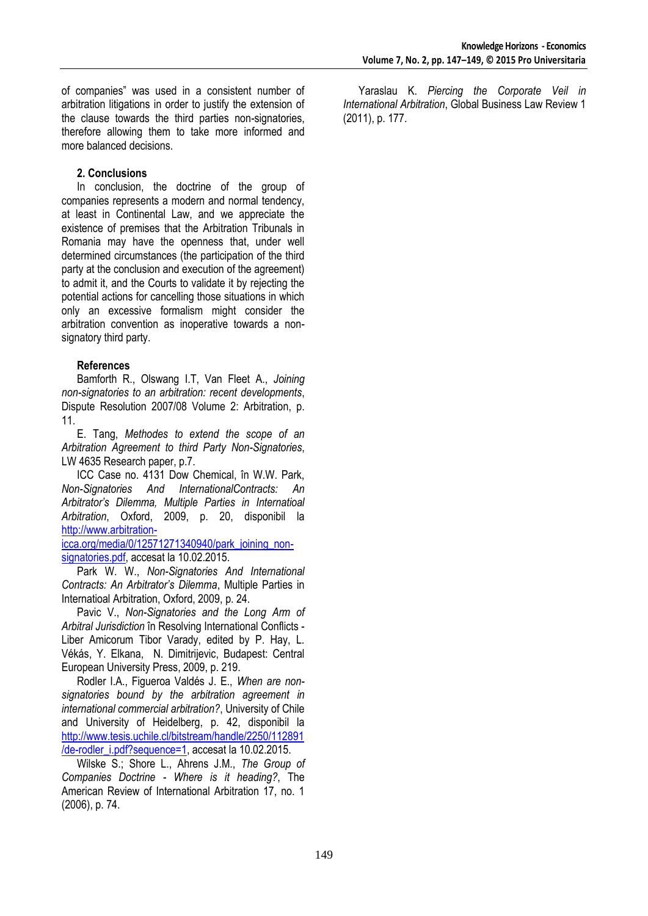of companies" was used in a consistent number of arbitration litigations in order to justify the extension of the clause towards the third parties non-signatories, therefore allowing them to take more informed and more balanced decisions.

## 2. Conclusions

In conclusion, the doctrine of the group of companies represents a modern and normal tendency, at least in Continental Law, and we appreciate the existence of premises that the Arbitration Tribunals in Romania may have the openness that, under well determined circumstances (the participation of the third party at the conclusion and execution of the agreement) to admit it, and the Courts to validate it by rejecting the potential actions for cancelling those situations in which only an excessive formalism might consider the arbitration convention as inoperative towards a non-signatory third party.

## References

Bamforth R., Olswang I.T, Van Fleet A., *Joining non-signatories to an arbitration: recent developments*, Dispute Resolution 2007/08 Volume 2: Arbitration, p. 11.

E. Tang, *Methodes to extend the scope of an Arbitration Agreement to third Party Non-Signatories*, LW 4635 Research paper, p.7.

ICC Case no. 4131 Dow Chemical, în W.W. Park, *Non-Signatories And InternationalContracts: An Arbitrator's Dilemma, Multiple Parties in Internatioal Arbitration*, Oxford, 2009, p. 20, disponibil la http://www.arbitration-icca.org/media/0/12571271340940/park_joining_non-signatories.pdf, accesat la 10.02.2015.

Park W. W., *Non-Signatories And International Contracts: An Arbitrator's Dilemma*, Multiple Parties in Internatioal Arbitration, Oxford, 2009, p. 24.

Pavic V., *Non-Signatories and the Long Arm of Arbitral Jurisdiction* în Resolving International Conflicts - Liber Amicorum Tibor Varady, edited by P. Hay, L. Vékás, Y. Elkana, N. Dimitrijevic, Budapest: Central European University Press, 2009, p. 219.

Rodler I.A., Figueroa Valdés J. E., *When are non-signatories bound by the arbitration agreement in international commercial arbitration?*, University of Chile and University of Heidelberg, p. 42, disponibil la http://www.tesis.uchile.cl/bitstream/handle/2250/112891/de-rodler_i.pdf?sequence=1, accesat la 10.02.2015.

Wilske S.; Shore L., Ahrens J.M., *The Group of Companies Doctrine - Where is it heading?*, The American Review of International Arbitration 17, no. 1 (2006), p. 74.

Yaraslau K. *Piercing the Corporate Veil in International Arbitration*, Global Business Law Review 1 (2011), p. 177.